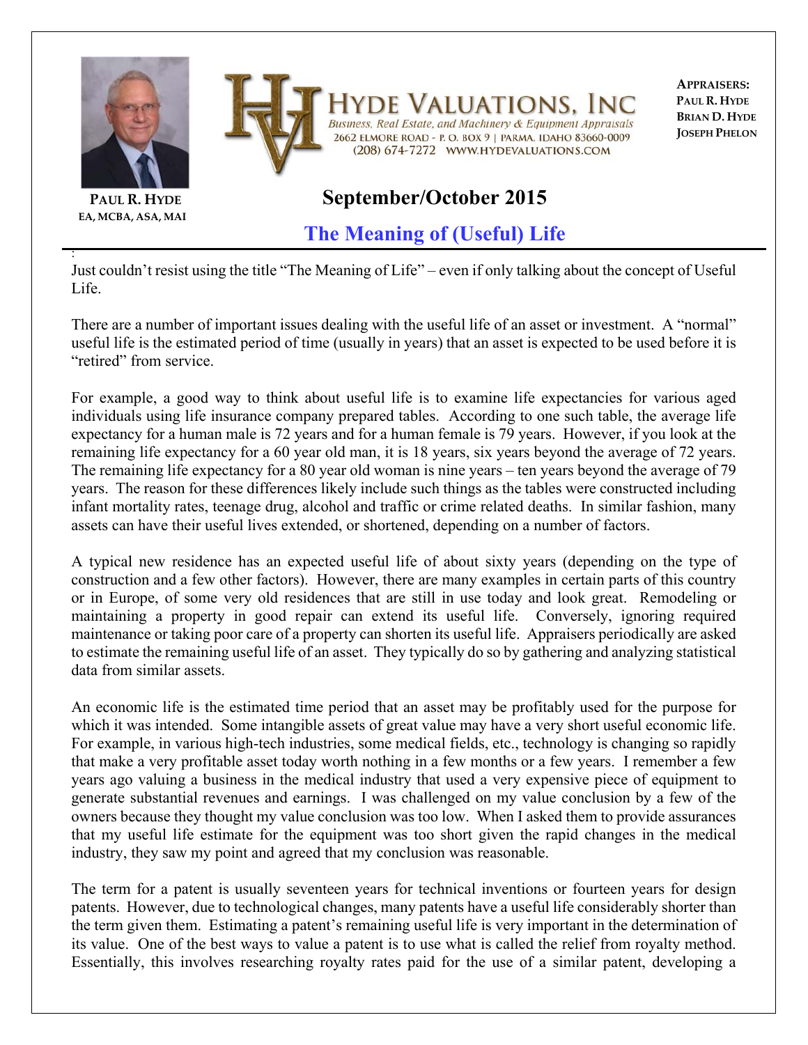**HYDE VALUATIONS, INC**

*Business, Real Estate, and Machinery & Equipment Appraisals*

2662 ELMORE ROAD - P. O. BOX 9 | PARMA, IDAHO 83660-0009

(208) 674-7272 WWW.HYDEVALUATIONS.COM

**APPRAISERS:**
**PAUL R. HYDE**
**BRIAN D. HYDE**
**JOSEPH PHELON**

**PAUL R. HYDE**
**EA, MCBA, ASA, MAI**

# September/October 2015

## The Meaning of (Useful) Life

Just couldn't resist using the title "The Meaning of Life" – even if only talking about the concept of Useful Life.

There are a number of important issues dealing with the useful life of an asset or investment. A "normal" useful life is the estimated period of time (usually in years) that an asset is expected to be used before it is "retired" from service.

For example, a good way to think about useful life is to examine life expectancies for various aged individuals using life insurance company prepared tables. According to one such table, the average life expectancy for a human male is 72 years and for a human female is 79 years. However, if you look at the remaining life expectancy for a 60 year old man, it is 18 years, six years beyond the average of 72 years. The remaining life expectancy for a 80 year old woman is nine years – ten years beyond the average of 79 years. The reason for these differences likely include such things as the tables were constructed including infant mortality rates, teenage drug, alcohol and traffic or crime related deaths. In similar fashion, many assets can have their useful lives extended, or shortened, depending on a number of factors.

A typical new residence has an expected useful life of about sixty years (depending on the type of construction and a few other factors). However, there are many examples in certain parts of this country or in Europe, of some very old residences that are still in use today and look great. Remodeling or maintaining a property in good repair can extend its useful life. Conversely, ignoring required maintenance or taking poor care of a property can shorten its useful life. Appraisers periodically are asked to estimate the remaining useful life of an asset. They typically do so by gathering and analyzing statistical data from similar assets.

An economic life is the estimated time period that an asset may be profitably used for the purpose for which it was intended. Some intangible assets of great value may have a very short useful economic life. For example, in various high-tech industries, some medical fields, etc., technology is changing so rapidly that make a very profitable asset today worth nothing in a few months or a few years. I remember a few years ago valuing a business in the medical industry that used a very expensive piece of equipment to generate substantial revenues and earnings. I was challenged on my value conclusion by a few of the owners because they thought my value conclusion was too low. When I asked them to provide assurances that my useful life estimate for the equipment was too short given the rapid changes in the medical industry, they saw my point and agreed that my conclusion was reasonable.

The term for a patent is usually seventeen years for technical inventions or fourteen years for design patents. However, due to technological changes, many patents have a useful life considerably shorter than the term given them. Estimating a patent's remaining useful life is very important in the determination of its value. One of the best ways to value a patent is to use what is called the relief from royalty method. Essentially, this involves researching royalty rates paid for the use of a similar patent, developing a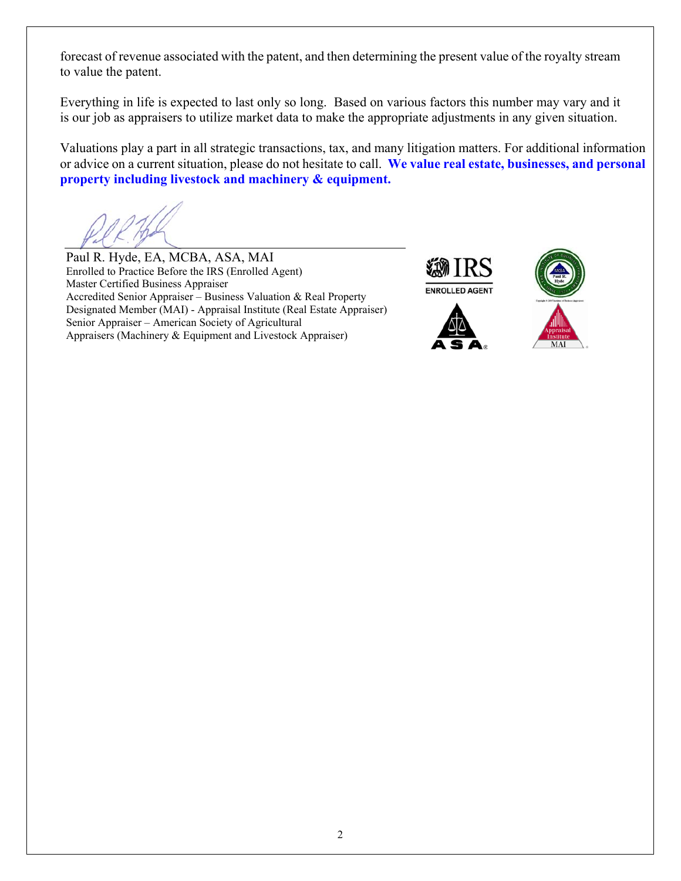forecast of revenue associated with the patent, and then determining the present value of the royalty stream to value the patent.

Everything in life is expected to last only so long. Based on various factors this number may vary and it is our job as appraisers to utilize market data to make the appropriate adjustments in any given situation.

Valuations play a part in all strategic transactions, tax, and many litigation matters. For additional information or advice on a current situation, please do not hesitate to call. **We value real estate, businesses, and personal property including livestock and machinery & equipment.**

Paul R. Hyde, EA, MCBA, ASA, MAI
Enrolled to Practice Before the IRS (Enrolled Agent)
Master Certified Business Appraiser
Accredited Senior Appraiser – Business Valuation & Real Property
Designated Member (MAI) - Appraisal Institute (Real Estate Appraiser)
Senior Appraiser – American Society of Agricultural
Appraisers (Machinery & Equipment and Livestock Appraiser)